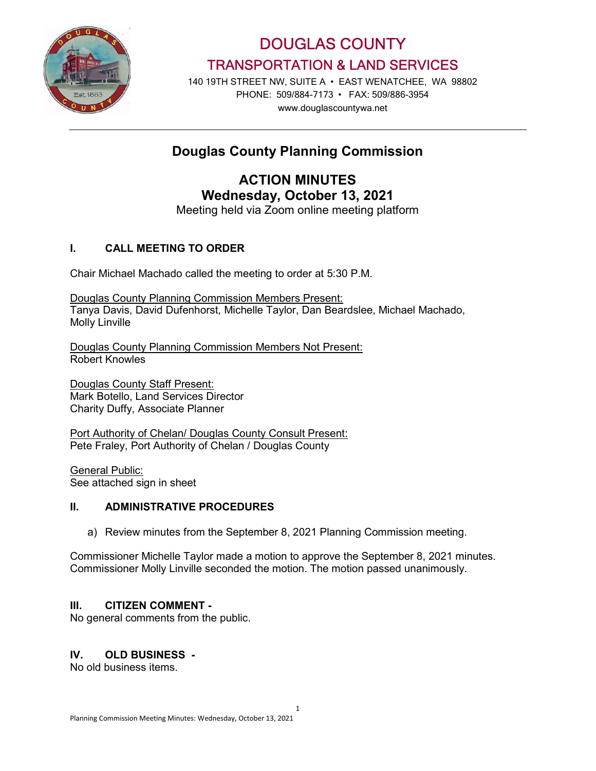# DOUGLAS COUNTY
## TRANSPORTATION & LAND SERVICES

140 19TH STREET NW, SUITE A • EAST WENATCHEE, WA 98802
PHONE: 509/884-7173 • FAX: 509/886-3954
www.douglascountywa.net

# Douglas County Planning Commission

## ACTION MINUTES
## Wednesday, October 13, 2021

Meeting held via Zoom online meeting platform

### I. CALL MEETING TO ORDER

Chair Michael Machado called the meeting to order at 5:30 P.M.

Douglas County Planning Commission Members Present:
Tanya Davis, David Dufenhorst, Michelle Taylor, Dan Beardslee, Michael Machado, Molly Linville

Douglas County Planning Commission Members Not Present:
Robert Knowles

Douglas County Staff Present:
Mark Botello, Land Services Director
Charity Duffy, Associate Planner

Port Authority of Chelan/ Douglas County Consult Present:
Pete Fraley, Port Authority of Chelan / Douglas County

General Public:
See attached sign in sheet

### II. ADMINISTRATIVE PROCEDURES

a) Review minutes from the September 8, 2021 Planning Commission meeting.

Commissioner Michelle Taylor made a motion to approve the September 8, 2021 minutes. Commissioner Molly Linville seconded the motion. The motion passed unanimously.

### III. CITIZEN COMMENT -

No general comments from the public.

### IV. OLD BUSINESS -

No old business items.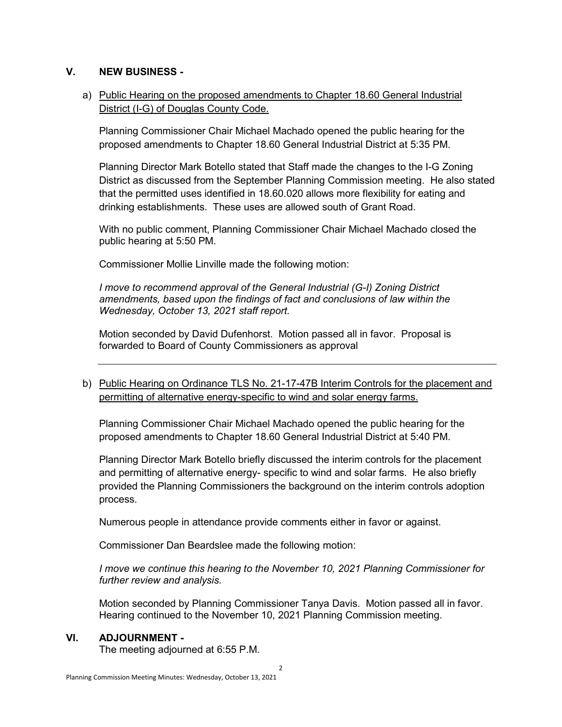## V. NEW BUSINESS -

a) Public Hearing on the proposed amendments to Chapter 18.60 General Industrial District (I-G) of Douglas County Code.

Planning Commissioner Chair Michael Machado opened the public hearing for the proposed amendments to Chapter 18.60 General Industrial District at 5:35 PM.

Planning Director Mark Botello stated that Staff made the changes to the I-G Zoning District as discussed from the September Planning Commission meeting. He also stated that the permitted uses identified in 18.60.020 allows more flexibility for eating and drinking establishments. These uses are allowed south of Grant Road.

With no public comment, Planning Commissioner Chair Michael Machado closed the public hearing at 5:50 PM.

Commissioner Mollie Linville made the following motion:

*I move to recommend approval of the General Industrial (G-I) Zoning District amendments, based upon the findings of fact and conclusions of law within the Wednesday, October 13, 2021 staff report.*

Motion seconded by David Dufenhorst. Motion passed all in favor. Proposal is forwarded to Board of County Commissioners as approval

---

b) Public Hearing on Ordinance TLS No. 21-17-47B Interim Controls for the placement and permitting of alternative energy-specific to wind and solar energy farms.

Planning Commissioner Chair Michael Machado opened the public hearing for the proposed amendments to Chapter 18.60 General Industrial District at 5:40 PM.

Planning Director Mark Botello briefly discussed the interim controls for the placement and permitting of alternative energy- specific to wind and solar farms. He also briefly provided the Planning Commissioners the background on the interim controls adoption process.

Numerous people in attendance provide comments either in favor or against.

Commissioner Dan Beardslee made the following motion:

*I move we continue this hearing to the November 10, 2021 Planning Commissioner for further review and analysis.*

Motion seconded by Planning Commissioner Tanya Davis. Motion passed all in favor. Hearing continued to the November 10, 2021 Planning Commission meeting.

## VI. ADJOURNMENT -

The meeting adjourned at 6:55 P.M.